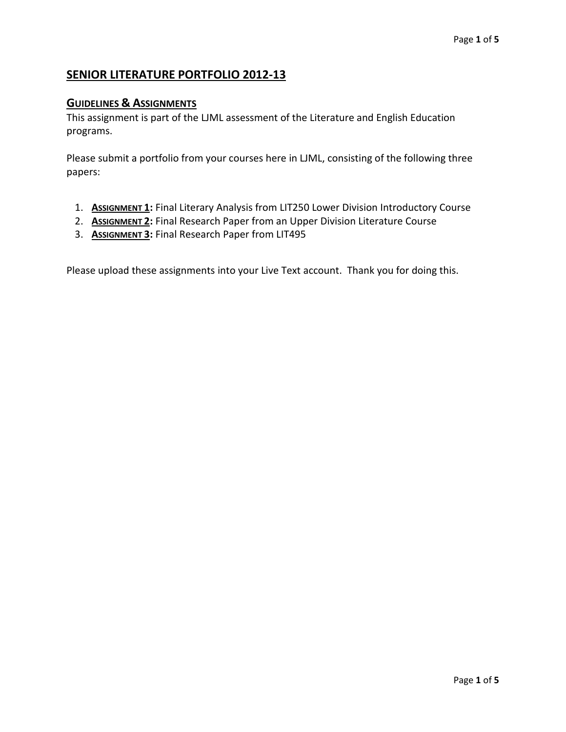# SENIOR LITERATURE PORTFOLIO 2012-13

## GUIDELINES & ASSIGNMENTS

This assignment is part of the LJML assessment of the Literature and English Education programs.

Please submit a portfolio from your courses here in LJML, consisting of the following three papers:

1. **ASSIGNMENT 1:** Final Literary Analysis from LIT250 Lower Division Introductory Course
2. **ASSIGNMENT 2:** Final Research Paper from an Upper Division Literature Course
3. **ASSIGNMENT 3:** Final Research Paper from LIT495

Please upload these assignments into your Live Text account. Thank you for doing this.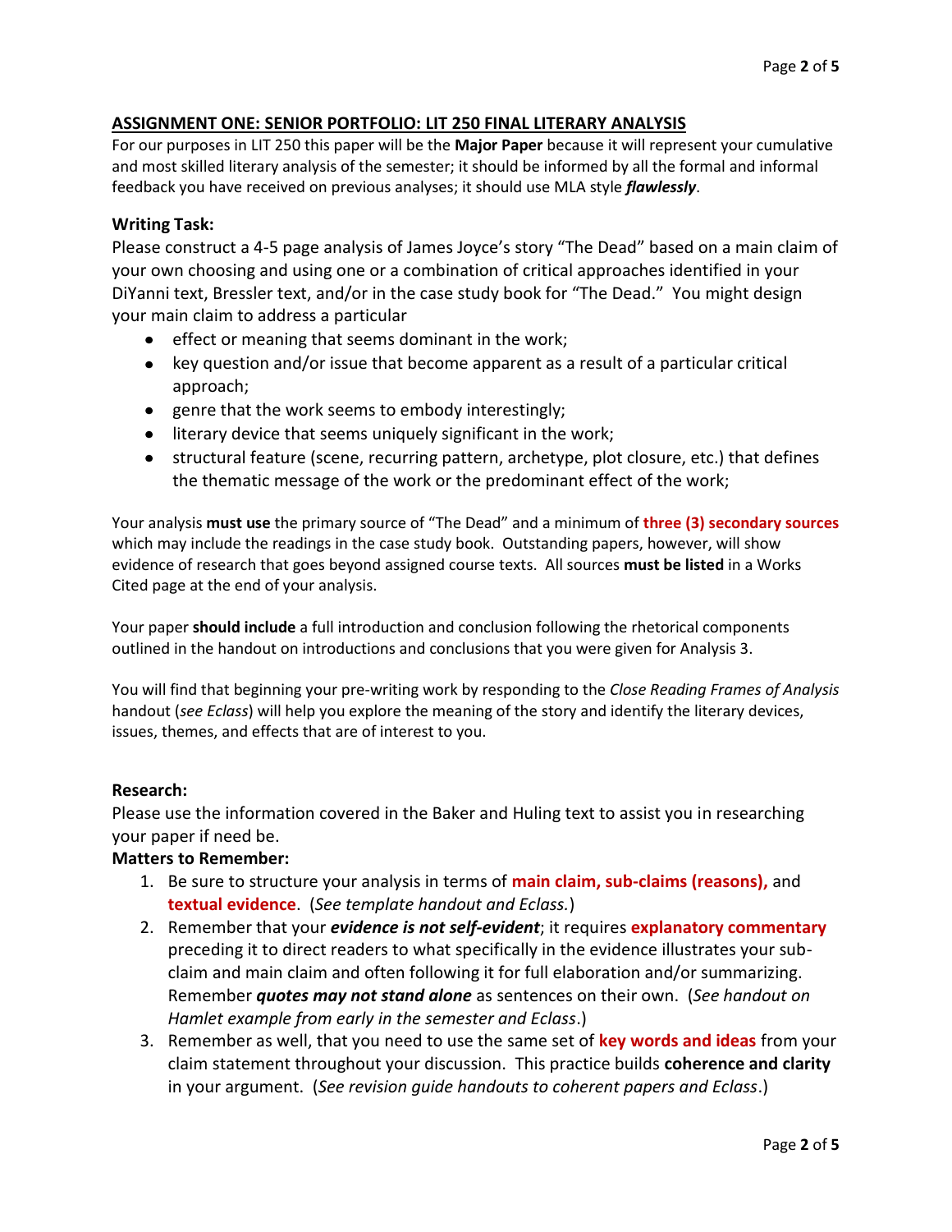## ASSIGNMENT ONE: SENIOR PORTFOLIO: LIT 250 FINAL LITERARY ANALYSIS

For our purposes in LIT 250 this paper will be the **Major Paper** because it will represent your cumulative and most skilled literary analysis of the semester; it should be informed by all the formal and informal feedback you have received on previous analyses; it should use MLA style ***flawlessly***.

### Writing Task:

Please construct a 4-5 page analysis of James Joyce's story "The Dead" based on a main claim of your own choosing and using one or a combination of critical approaches identified in your DiYanni text, Bressler text, and/or in the case study book for "The Dead." You might design your main claim to address a particular

- effect or meaning that seems dominant in the work;
- key question and/or issue that become apparent as a result of a particular critical approach;
- genre that the work seems to embody interestingly;
- literary device that seems uniquely significant in the work;
- structural feature (scene, recurring pattern, archetype, plot closure, etc.) that defines the thematic message of the work or the predominant effect of the work;

Your analysis **must use** the primary source of "The Dead" and a minimum of **three (3) secondary sources** which may include the readings in the case study book. Outstanding papers, however, will show evidence of research that goes beyond assigned course texts. All sources **must be listed** in a Works Cited page at the end of your analysis.

Your paper **should include** a full introduction and conclusion following the rhetorical components outlined in the handout on introductions and conclusions that you were given for Analysis 3.

You will find that beginning your pre-writing work by responding to the *Close Reading Frames of Analysis* handout (*see Eclass*) will help you explore the meaning of the story and identify the literary devices, issues, themes, and effects that are of interest to you.

### Research:

Please use the information covered in the Baker and Huling text to assist you in researching your paper if need be.

### Matters to Remember:

1. Be sure to structure your analysis in terms of **main claim, sub-claims (reasons),** and **textual evidence**. (*See template handout and Eclass.*)
2. Remember that your ***evidence is not self-evident***; it requires **explanatory commentary** preceding it to direct readers to what specifically in the evidence illustrates your sub-claim and main claim and often following it for full elaboration and/or summarizing. Remember ***quotes may not stand alone*** as sentences on their own. (*See handout on Hamlet example from early in the semester and Eclass*.)
3. Remember as well, that you need to use the same set of **key words and ideas** from your claim statement throughout your discussion. This practice builds **coherence and clarity** in your argument. (*See revision guide handouts to coherent papers and Eclass*.)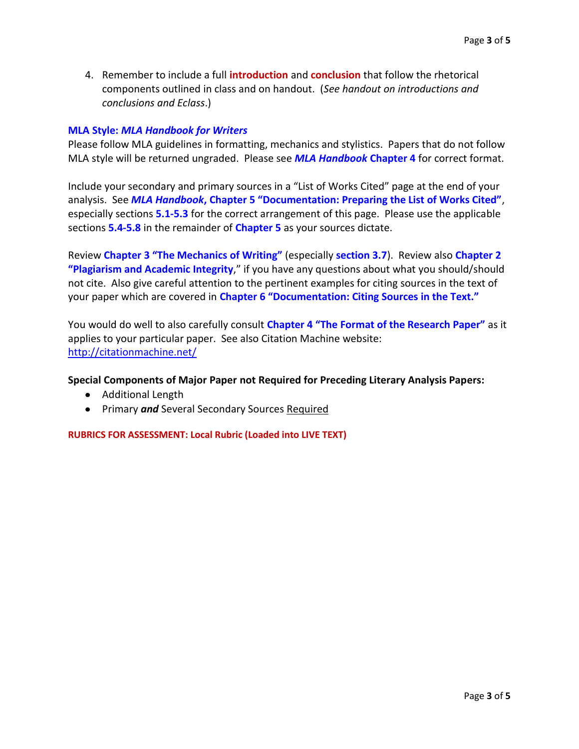4. Remember to include a full **introduction** and **conclusion** that follow the rhetorical components outlined in class and on handout. (*See handout on introductions and conclusions and Eclass*.)

**MLA Style: *MLA Handbook for Writers***

Please follow MLA guidelines in formatting, mechanics and stylistics. Papers that do not follow MLA style will be returned ungraded. Please see ***MLA Handbook* Chapter 4** for correct format.

Include your secondary and primary sources in a "List of Works Cited" page at the end of your analysis. See ***MLA Handbook*, Chapter 5 "Documentation: Preparing the List of Works Cited"**, especially sections **5.1-5.3** for the correct arrangement of this page. Please use the applicable sections **5.4-5.8** in the remainder of **Chapter 5** as your sources dictate.

Review **Chapter 3 "The Mechanics of Writing"** (especially **section 3.7**). Review also **Chapter 2 "Plagiarism and Academic Integrity**," if you have any questions about what you should/should not cite. Also give careful attention to the pertinent examples for citing sources in the text of your paper which are covered in **Chapter 6 "Documentation: Citing Sources in the Text."**

You would do well to also carefully consult **Chapter 4 "The Format of the Research Paper"** as it applies to your particular paper. See also Citation Machine website: http://citationmachine.net/

**Special Components of Major Paper not Required for Preceding Literary Analysis Papers:**

- Additional Length
- Primary ***and*** Several Secondary Sources Required

**RUBRICS FOR ASSESSMENT: Local Rubric (Loaded into LIVE TEXT)**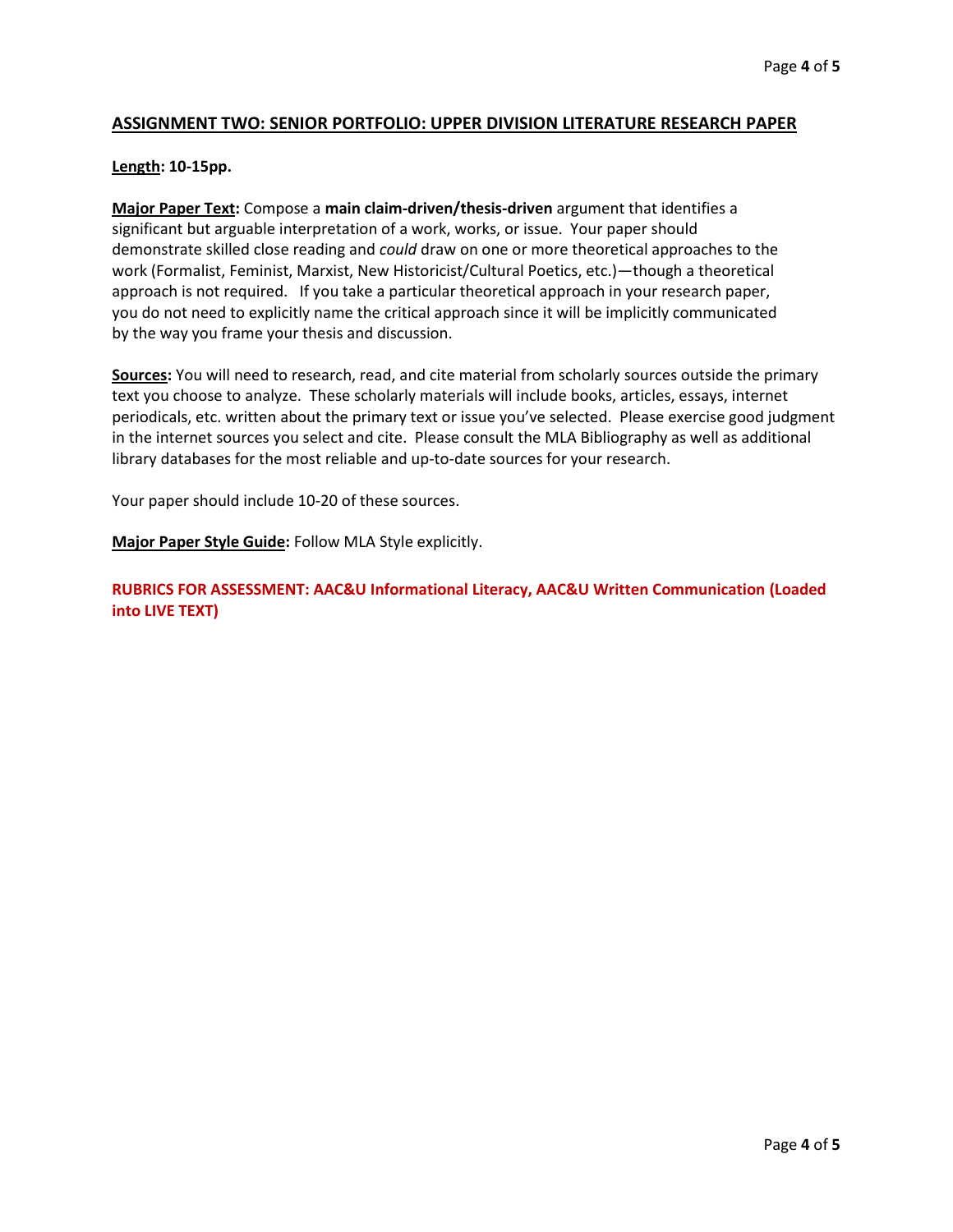## ASSIGNMENT TWO: SENIOR PORTFOLIO: UPPER DIVISION LITERATURE RESEARCH PAPER

**Length: 10-15pp.**

**Major Paper Text:** Compose a **main claim-driven/thesis-driven** argument that identifies a significant but arguable interpretation of a work, works, or issue. Your paper should demonstrate skilled close reading and *could* draw on one or more theoretical approaches to the work (Formalist, Feminist, Marxist, New Historicist/Cultural Poetics, etc.)—though a theoretical approach is not required. If you take a particular theoretical approach in your research paper, you do not need to explicitly name the critical approach since it will be implicitly communicated by the way you frame your thesis and discussion.

**Sources:** You will need to research, read, and cite material from scholarly sources outside the primary text you choose to analyze. These scholarly materials will include books, articles, essays, internet periodicals, etc. written about the primary text or issue you've selected. Please exercise good judgment in the internet sources you select and cite. Please consult the MLA Bibliography as well as additional library databases for the most reliable and up-to-date sources for your research.

Your paper should include 10-20 of these sources.

**Major Paper Style Guide:** Follow MLA Style explicitly.

**RUBRICS FOR ASSESSMENT: AAC&U Informational Literacy, AAC&U Written Communication (Loaded into LIVE TEXT)**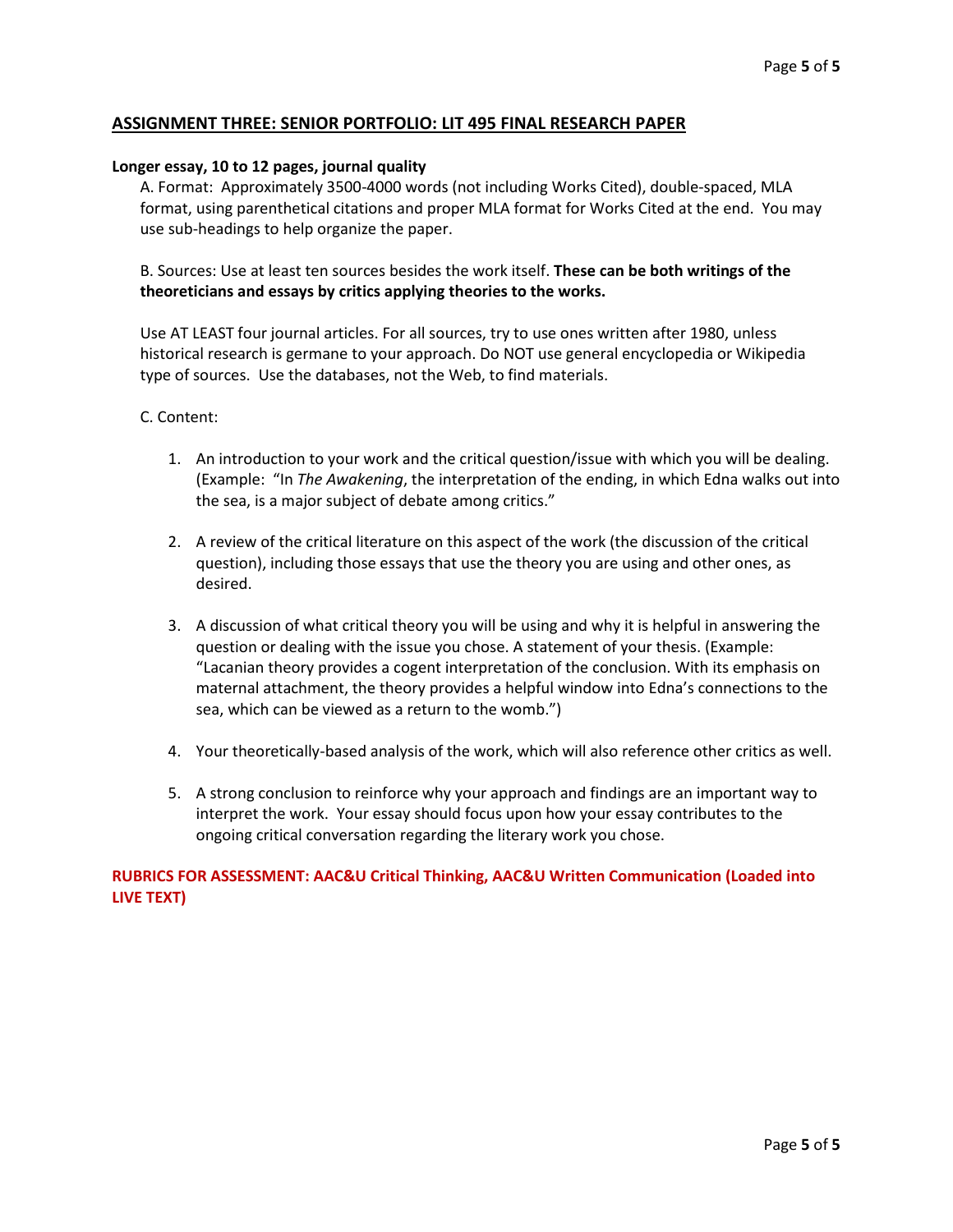## ASSIGNMENT THREE: SENIOR PORTFOLIO: LIT 495 FINAL RESEARCH PAPER

**Longer essay, 10 to 12 pages, journal quality**

A. Format: Approximately 3500-4000 words (not including Works Cited), double-spaced, MLA format, using parenthetical citations and proper MLA format for Works Cited at the end. You may use sub-headings to help organize the paper.

B. Sources: Use at least ten sources besides the work itself. **These can be both writings of the theoreticians and essays by critics applying theories to the works.**

Use AT LEAST four journal articles. For all sources, try to use ones written after 1980, unless historical research is germane to your approach. Do NOT use general encyclopedia or Wikipedia type of sources. Use the databases, not the Web, to find materials.

C. Content:

1. An introduction to your work and the critical question/issue with which you will be dealing. (Example: "In *The Awakening*, the interpretation of the ending, in which Edna walks out into the sea, is a major subject of debate among critics."
2. A review of the critical literature on this aspect of the work (the discussion of the critical question), including those essays that use the theory you are using and other ones, as desired.
3. A discussion of what critical theory you will be using and why it is helpful in answering the question or dealing with the issue you chose. A statement of your thesis. (Example: "Lacanian theory provides a cogent interpretation of the conclusion. With its emphasis on maternal attachment, the theory provides a helpful window into Edna's connections to the sea, which can be viewed as a return to the womb.")
4. Your theoretically-based analysis of the work, which will also reference other critics as well.
5. A strong conclusion to reinforce why your approach and findings are an important way to interpret the work. Your essay should focus upon how your essay contributes to the ongoing critical conversation regarding the literary work you chose.

**RUBRICS FOR ASSESSMENT: AAC&U Critical Thinking, AAC&U Written Communication (Loaded into LIVE TEXT)**